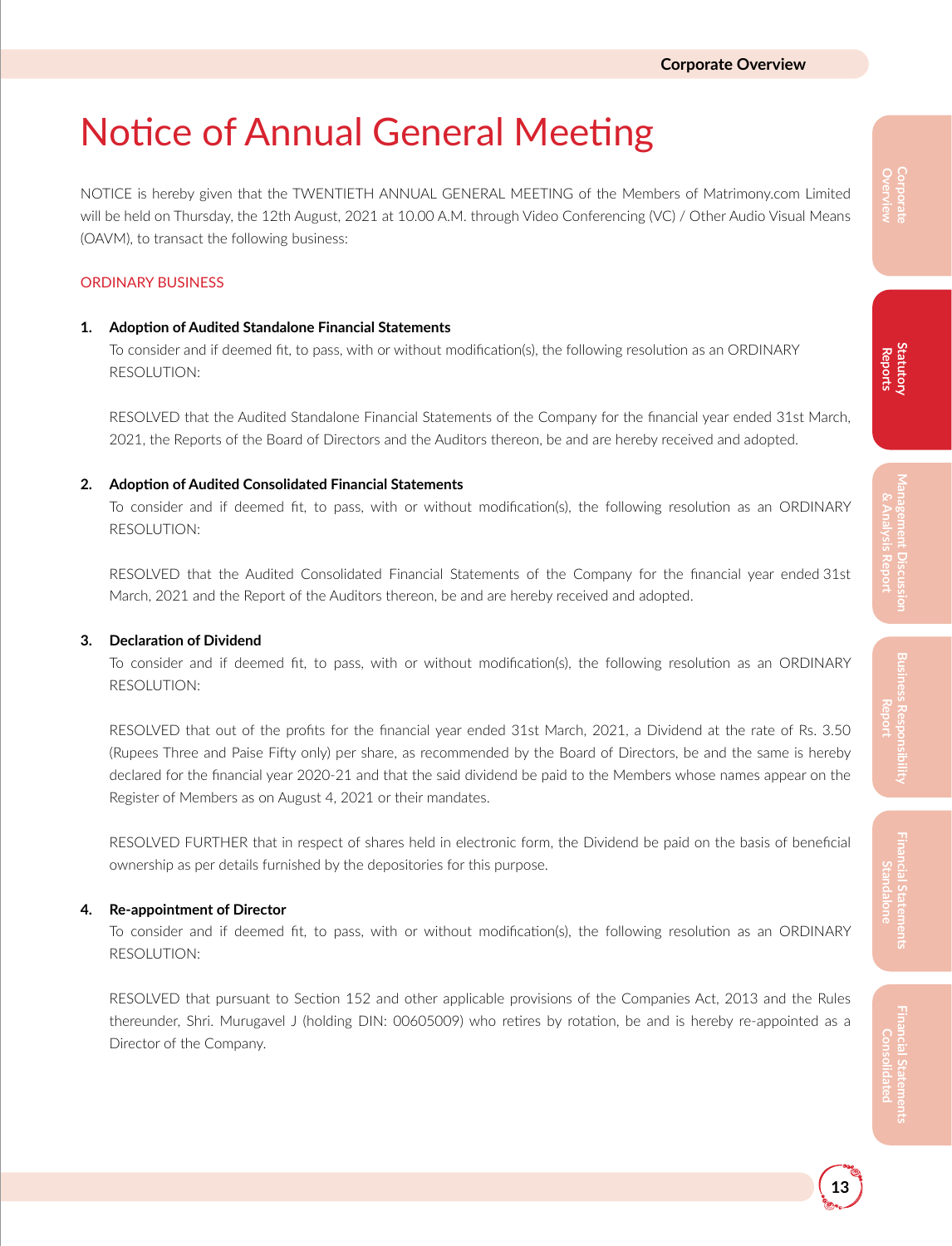# Notice of Annual General Meeting

NOTICE is hereby given that the TWENTIETH ANNUAL GENERAL MEETING of the Members of Matrimony.com Limited will be held on Thursday, the 12th August, 2021 at 10.00 A.M. through Video Conferencing (VC) / Other Audio Visual Means (OAVM), to transact the following business:

## ORDINARY BUSINESS

**1. Adoption of Audited Standalone Financial Statements**

To consider and if deemed fit, to pass, with or without modification(s), the following resolution as an ORDINARY RESOLUTION:

RESOLVED that the Audited Standalone Financial Statements of the Company for the financial year ended 31st March, 2021, the Reports of the Board of Directors and the Auditors thereon, be and are hereby received and adopted.

**2. Adoption of Audited Consolidated Financial Statements**

To consider and if deemed fit, to pass, with or without modification(s), the following resolution as an ORDINARY RESOLUTION:

RESOLVED that the Audited Consolidated Financial Statements of the Company for the financial year ended 31st March, 2021 and the Report of the Auditors thereon, be and are hereby received and adopted.

**3. Declaration of Dividend**

To consider and if deemed fit, to pass, with or without modification(s), the following resolution as an ORDINARY RESOLUTION:

RESOLVED that out of the profits for the financial year ended 31st March, 2021, a Dividend at the rate of Rs. 3.50 (Rupees Three and Paise Fifty only) per share, as recommended by the Board of Directors, be and the same is hereby declared for the financial year 2020-21 and that the said dividend be paid to the Members whose names appear on the Register of Members as on August 4, 2021 or their mandates.

RESOLVED FURTHER that in respect of shares held in electronic form, the Dividend be paid on the basis of beneficial ownership as per details furnished by the depositories for this purpose.

**4. Re-appointment of Director**

To consider and if deemed fit, to pass, with or without modification(s), the following resolution as an ORDINARY RESOLUTION:

RESOLVED that pursuant to Section 152 and other applicable provisions of the Companies Act, 2013 and the Rules thereunder, Shri. Murugavel J (holding DIN: 00605009) who retires by rotation, be and is hereby re-appointed as a Director of the Company.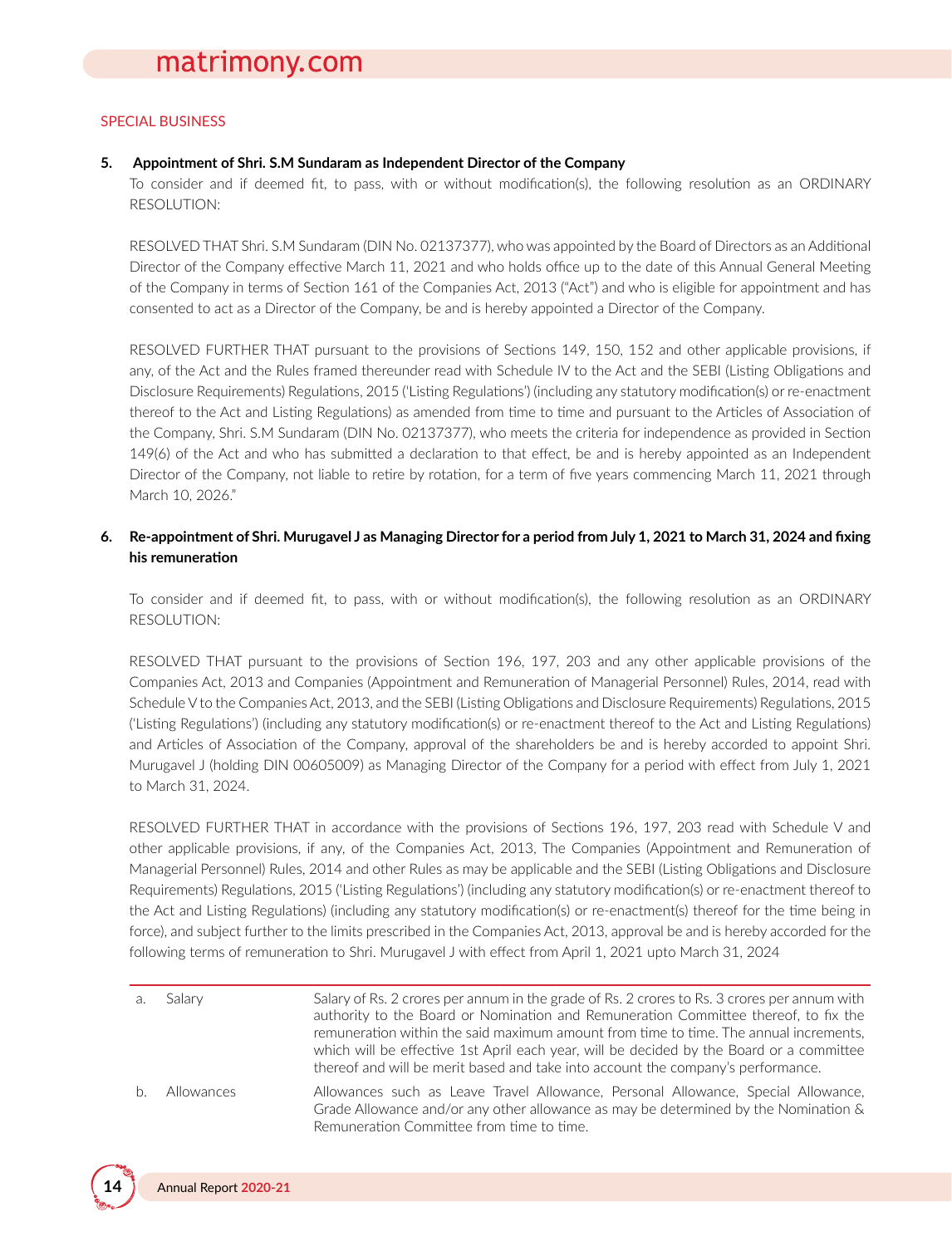## SPECIAL BUSINESS

**5. Appointment of Shri. S.M Sundaram as Independent Director of the Company**

To consider and if deemed fit, to pass, with or without modification(s), the following resolution as an ORDINARY RESOLUTION:

RESOLVED THAT Shri. S.M Sundaram (DIN No. 02137377), who was appointed by the Board of Directors as an Additional Director of the Company effective March 11, 2021 and who holds office up to the date of this Annual General Meeting of the Company in terms of Section 161 of the Companies Act, 2013 ("Act") and who is eligible for appointment and has consented to act as a Director of the Company, be and is hereby appointed a Director of the Company.

RESOLVED FURTHER THAT pursuant to the provisions of Sections 149, 150, 152 and other applicable provisions, if any, of the Act and the Rules framed thereunder read with Schedule IV to the Act and the SEBI (Listing Obligations and Disclosure Requirements) Regulations, 2015 ('Listing Regulations') (including any statutory modification(s) or re-enactment thereof to the Act and Listing Regulations) as amended from time to time and pursuant to the Articles of Association of the Company, Shri. S.M Sundaram (DIN No. 02137377), who meets the criteria for independence as provided in Section 149(6) of the Act and who has submitted a declaration to that effect, be and is hereby appointed as an Independent Director of the Company, not liable to retire by rotation, for a term of five years commencing March 11, 2021 through March 10, 2026."

**6. Re-appointment of Shri. Murugavel J as Managing Director for a period from July 1, 2021 to March 31, 2024 and fixing his remuneration**

To consider and if deemed fit, to pass, with or without modification(s), the following resolution as an ORDINARY RESOLUTION:

RESOLVED THAT pursuant to the provisions of Section 196, 197, 203 and any other applicable provisions of the Companies Act, 2013 and Companies (Appointment and Remuneration of Managerial Personnel) Rules, 2014, read with Schedule V to the Companies Act, 2013, and the SEBI (Listing Obligations and Disclosure Requirements) Regulations, 2015 ('Listing Regulations') (including any statutory modification(s) or re-enactment thereof to the Act and Listing Regulations) and Articles of Association of the Company, approval of the shareholders be and is hereby accorded to appoint Shri. Murugavel J (holding DIN 00605009) as Managing Director of the Company for a period with effect from July 1, 2021 to March 31, 2024.

RESOLVED FURTHER THAT in accordance with the provisions of Sections 196, 197, 203 read with Schedule V and other applicable provisions, if any, of the Companies Act, 2013, The Companies (Appointment and Remuneration of Managerial Personnel) Rules, 2014 and other Rules as may be applicable and the SEBI (Listing Obligations and Disclosure Requirements) Regulations, 2015 ('Listing Regulations') (including any statutory modification(s) or re-enactment thereof to the Act and Listing Regulations) (including any statutory modification(s) or re-enactment(s) thereof for the time being in force), and subject further to the limits prescribed in the Companies Act, 2013, approval be and is hereby accorded for the following terms of remuneration to Shri. Murugavel J with effect from April 1, 2021 upto March 31, 2024

| | | |
|---|---|---|
| a. | Salary | Salary of Rs. 2 crores per annum in the grade of Rs. 2 crores to Rs. 3 crores per annum with authority to the Board or Nomination and Remuneration Committee thereof, to fix the remuneration within the said maximum amount from time to time. The annual increments, which will be effective 1st April each year, will be decided by the Board or a committee thereof and will be merit based and take into account the company's performance. |
| b. | Allowances | Allowances such as Leave Travel Allowance, Personal Allowance, Special Allowance, Grade Allowance and/or any other allowance as may be determined by the Nomination & Remuneration Committee from time to time. |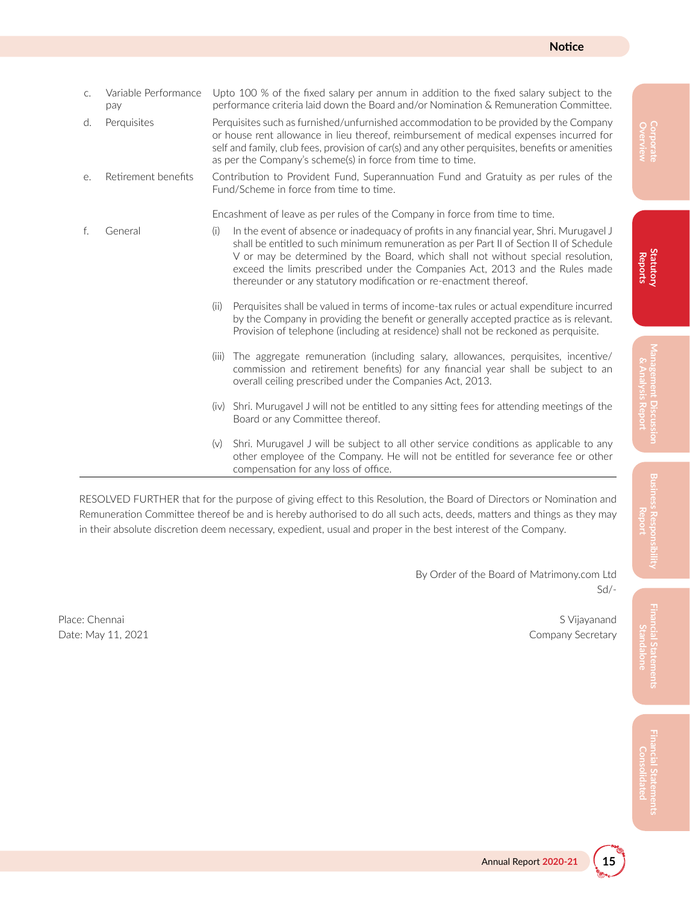| | | |
|---|---|---|
| c. | Variable Performance pay | Upto 100 % of the fixed salary per annum in addition to the fixed salary subject to the performance criteria laid down the Board and/or Nomination & Remuneration Committee. |
| d. | Perquisites | Perquisites such as furnished/unfurnished accommodation to be provided by the Company or house rent allowance in lieu thereof, reimbursement of medical expenses incurred for self and family, club fees, provision of car(s) and any other perquisites, benefits or amenities as per the Company's scheme(s) in force from time to time. |
| e. | Retirement benefits | Contribution to Provident Fund, Superannuation Fund and Gratuity as per rules of the Fund/Scheme in force from time to time.<br><br>Encashment of leave as per rules of the Company in force from time to time. |
| f. | General | (i) In the event of absence or inadequacy of profits in any financial year, Shri. Murugavel J shall be entitled to such minimum remuneration as per Part II of Section II of Schedule V or may be determined by the Board, which shall not without special resolution, exceed the limits prescribed under the Companies Act, 2013 and the Rules made thereunder or any statutory modification or re-enactment thereof.<br><br>(ii) Perquisites shall be valued in terms of income-tax rules or actual expenditure incurred by the Company in providing the benefit or generally accepted practice as is relevant. Provision of telephone (including at residence) shall not be reckoned as perquisite.<br><br>(iii) The aggregate remuneration (including salary, allowances, perquisites, incentive/ commission and retirement benefits) for any financial year shall be subject to an overall ceiling prescribed under the Companies Act, 2013.<br><br>(iv) Shri. Murugavel J will not be entitled to any sitting fees for attending meetings of the Board or any Committee thereof.<br><br>(v) Shri. Murugavel J will be subject to all other service conditions as applicable to any other employee of the Company. He will not be entitled for severance fee or other compensation for any loss of office. |

RESOLVED FURTHER that for the purpose of giving effect to this Resolution, the Board of Directors or Nomination and Remuneration Committee thereof be and is hereby authorised to do all such acts, deeds, matters and things as they may in their absolute discretion deem necessary, expedient, usual and proper in the best interest of the Company.

By Order of the Board of Matrimony.com Ltd
Sd/-

Place: Chennai
Date: May 11, 2021

S Vijayanand
Company Secretary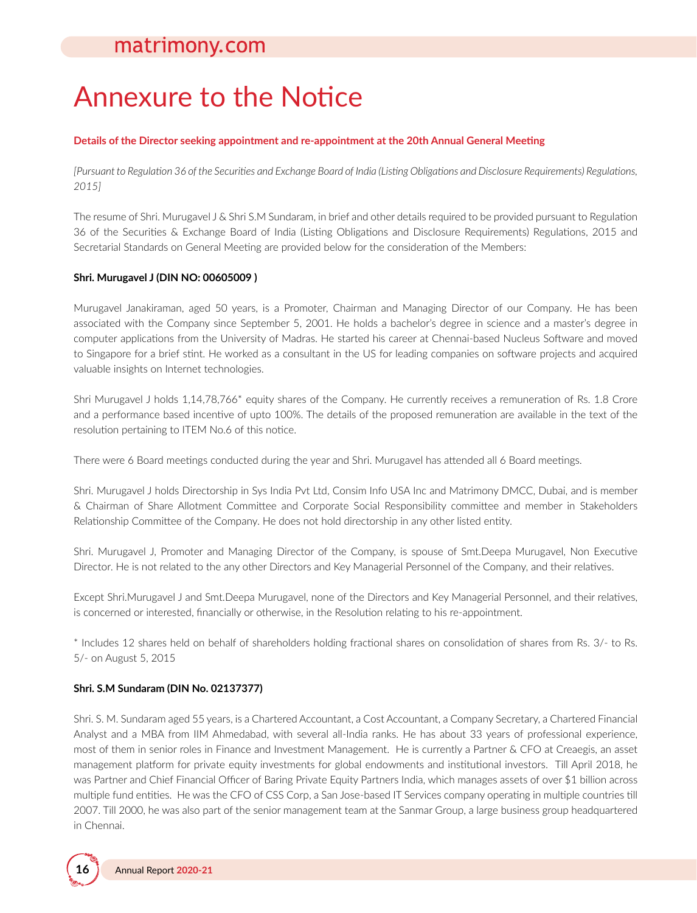# Annexure to the Notice

**Details of the Director seeking appointment and re-appointment at the 20th Annual General Meeting**

*[Pursuant to Regulation 36 of the Securities and Exchange Board of India (Listing Obligations and Disclosure Requirements) Regulations, 2015]*

The resume of Shri. Murugavel J & Shri S.M Sundaram, in brief and other details required to be provided pursuant to Regulation 36 of the Securities & Exchange Board of India (Listing Obligations and Disclosure Requirements) Regulations, 2015 and Secretarial Standards on General Meeting are provided below for the consideration of the Members:

**Shri. Murugavel J (DIN NO: 00605009 )**

Murugavel Janakiraman, aged 50 years, is a Promoter, Chairman and Managing Director of our Company. He has been associated with the Company since September 5, 2001. He holds a bachelor's degree in science and a master's degree in computer applications from the University of Madras. He started his career at Chennai-based Nucleus Software and moved to Singapore for a brief stint. He worked as a consultant in the US for leading companies on software projects and acquired valuable insights on Internet technologies.

Shri Murugavel J holds 1,14,78,766* equity shares of the Company. He currently receives a remuneration of Rs. 1.8 Crore and a performance based incentive of upto 100%. The details of the proposed remuneration are available in the text of the resolution pertaining to ITEM No.6 of this notice.

There were 6 Board meetings conducted during the year and Shri. Murugavel has attended all 6 Board meetings.

Shri. Murugavel J holds Directorship in Sys India Pvt Ltd, Consim Info USA Inc and Matrimony DMCC, Dubai, and is member & Chairman of Share Allotment Committee and Corporate Social Responsibility committee and member in Stakeholders Relationship Committee of the Company. He does not hold directorship in any other listed entity.

Shri. Murugavel J, Promoter and Managing Director of the Company, is spouse of Smt.Deepa Murugavel, Non Executive Director. He is not related to the any other Directors and Key Managerial Personnel of the Company, and their relatives.

Except Shri.Murugavel J and Smt.Deepa Murugavel, none of the Directors and Key Managerial Personnel, and their relatives, is concerned or interested, financially or otherwise, in the Resolution relating to his re-appointment.

* Includes 12 shares held on behalf of shareholders holding fractional shares on consolidation of shares from Rs. 3/- to Rs. 5/- on August 5, 2015

**Shri. S.M Sundaram (DIN No. 02137377)**

Shri. S. M. Sundaram aged 55 years, is a Chartered Accountant, a Cost Accountant, a Company Secretary, a Chartered Financial Analyst and a MBA from IIM Ahmedabad, with several all-India ranks. He has about 33 years of professional experience, most of them in senior roles in Finance and Investment Management. He is currently a Partner & CFO at Creaegis, an asset management platform for private equity investments for global endowments and institutional investors. Till April 2018, he was Partner and Chief Financial Officer of Baring Private Equity Partners India, which manages assets of over $1 billion across multiple fund entities. He was the CFO of CSS Corp, a San Jose-based IT Services company operating in multiple countries till 2007. Till 2000, he was also part of the senior management team at the Sanmar Group, a large business group headquartered in Chennai.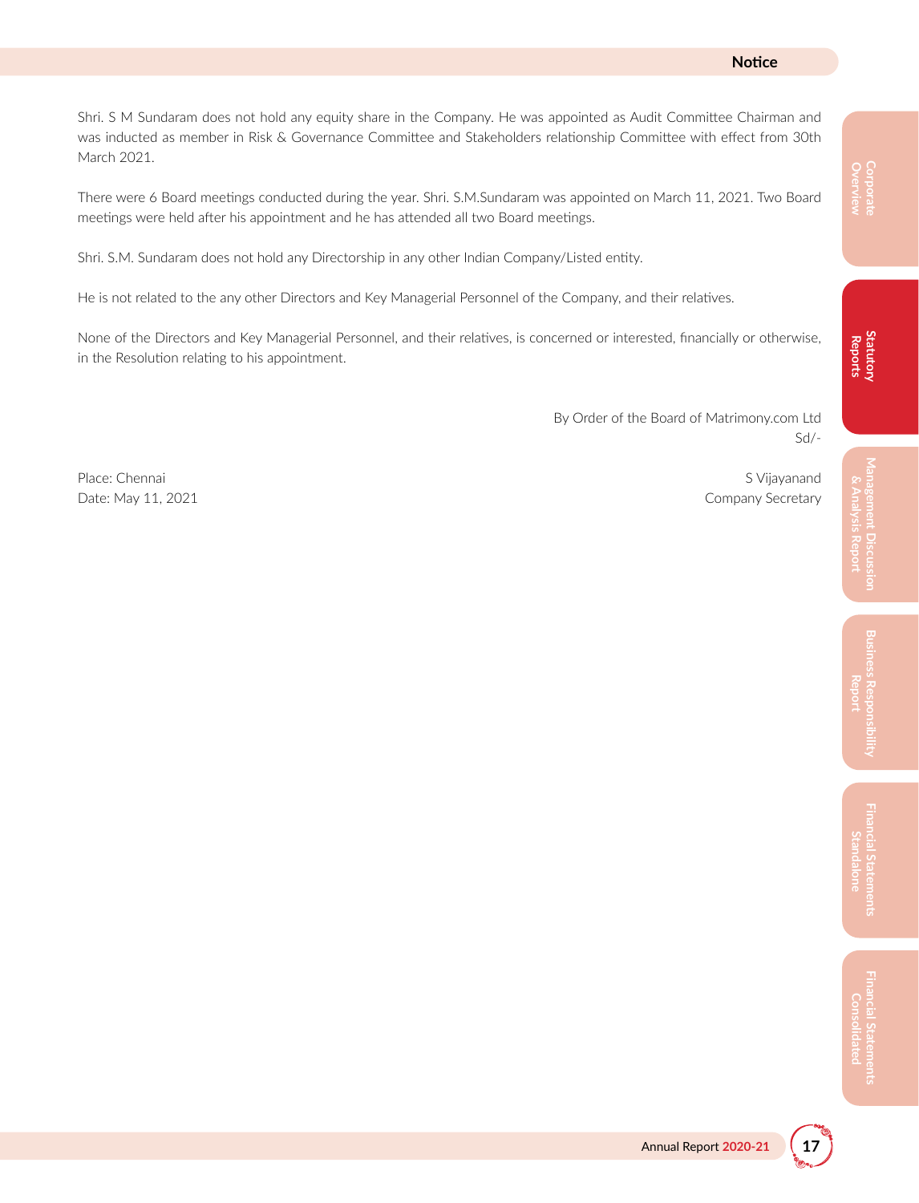Shri. S M Sundaram does not hold any equity share in the Company. He was appointed as Audit Committee Chairman and was inducted as member in Risk & Governance Committee and Stakeholders relationship Committee with effect from 30th March 2021.

There were 6 Board meetings conducted during the year. Shri. S.M.Sundaram was appointed on March 11, 2021. Two Board meetings were held after his appointment and he has attended all two Board meetings.

Shri. S.M. Sundaram does not hold any Directorship in any other Indian Company/Listed entity.

He is not related to the any other Directors and Key Managerial Personnel of the Company, and their relatives.

None of the Directors and Key Managerial Personnel, and their relatives, is concerned or interested, financially or otherwise, in the Resolution relating to his appointment.

By Order of the Board of Matrimony.com Ltd
Sd/-

Place: Chennai
Date: May 11, 2021

S Vijayanand
Company Secretary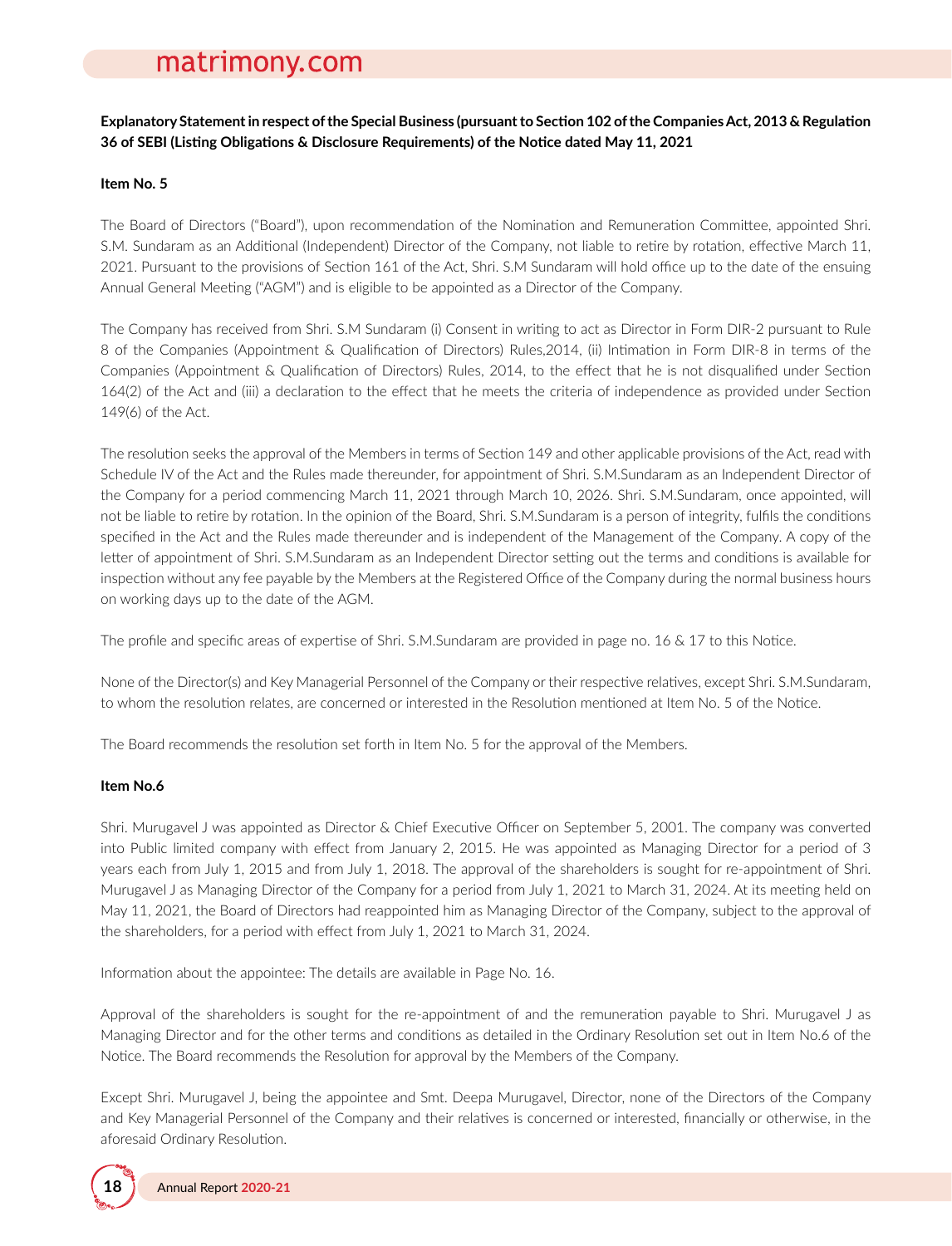**Explanatory Statement in respect of the Special Business (pursuant to Section 102 of the Companies Act, 2013 & Regulation 36 of SEBI (Listing Obligations & Disclosure Requirements) of the Notice dated May 11, 2021**

**Item No. 5**

The Board of Directors ("Board"), upon recommendation of the Nomination and Remuneration Committee, appointed Shri. S.M. Sundaram as an Additional (Independent) Director of the Company, not liable to retire by rotation, effective March 11, 2021. Pursuant to the provisions of Section 161 of the Act, Shri. S.M Sundaram will hold office up to the date of the ensuing Annual General Meeting ("AGM") and is eligible to be appointed as a Director of the Company.

The Company has received from Shri. S.M Sundaram (i) Consent in writing to act as Director in Form DIR-2 pursuant to Rule 8 of the Companies (Appointment & Qualification of Directors) Rules,2014, (ii) Intimation in Form DIR-8 in terms of the Companies (Appointment & Qualification of Directors) Rules, 2014, to the effect that he is not disqualified under Section 164(2) of the Act and (iii) a declaration to the effect that he meets the criteria of independence as provided under Section 149(6) of the Act.

The resolution seeks the approval of the Members in terms of Section 149 and other applicable provisions of the Act, read with Schedule IV of the Act and the Rules made thereunder, for appointment of Shri. S.M.Sundaram as an Independent Director of the Company for a period commencing March 11, 2021 through March 10, 2026. Shri. S.M.Sundaram, once appointed, will not be liable to retire by rotation. In the opinion of the Board, Shri. S.M.Sundaram is a person of integrity, fulfils the conditions specified in the Act and the Rules made thereunder and is independent of the Management of the Company. A copy of the letter of appointment of Shri. S.M.Sundaram as an Independent Director setting out the terms and conditions is available for inspection without any fee payable by the Members at the Registered Office of the Company during the normal business hours on working days up to the date of the AGM.

The profile and specific areas of expertise of Shri. S.M.Sundaram are provided in page no. 16 & 17 to this Notice.

None of the Director(s) and Key Managerial Personnel of the Company or their respective relatives, except Shri. S.M.Sundaram, to whom the resolution relates, are concerned or interested in the Resolution mentioned at Item No. 5 of the Notice.

The Board recommends the resolution set forth in Item No. 5 for the approval of the Members.

**Item No.6**

Shri. Murugavel J was appointed as Director & Chief Executive Officer on September 5, 2001. The company was converted into Public limited company with effect from January 2, 2015. He was appointed as Managing Director for a period of 3 years each from July 1, 2015 and from July 1, 2018. The approval of the shareholders is sought for re-appointment of Shri. Murugavel J as Managing Director of the Company for a period from July 1, 2021 to March 31, 2024. At its meeting held on May 11, 2021, the Board of Directors had reappointed him as Managing Director of the Company, subject to the approval of the shareholders, for a period with effect from July 1, 2021 to March 31, 2024.

Information about the appointee: The details are available in Page No. 16.

Approval of the shareholders is sought for the re-appointment of and the remuneration payable to Shri. Murugavel J as Managing Director and for the other terms and conditions as detailed in the Ordinary Resolution set out in Item No.6 of the Notice. The Board recommends the Resolution for approval by the Members of the Company.

Except Shri. Murugavel J, being the appointee and Smt. Deepa Murugavel, Director, none of the Directors of the Company and Key Managerial Personnel of the Company and their relatives is concerned or interested, financially or otherwise, in the aforesaid Ordinary Resolution.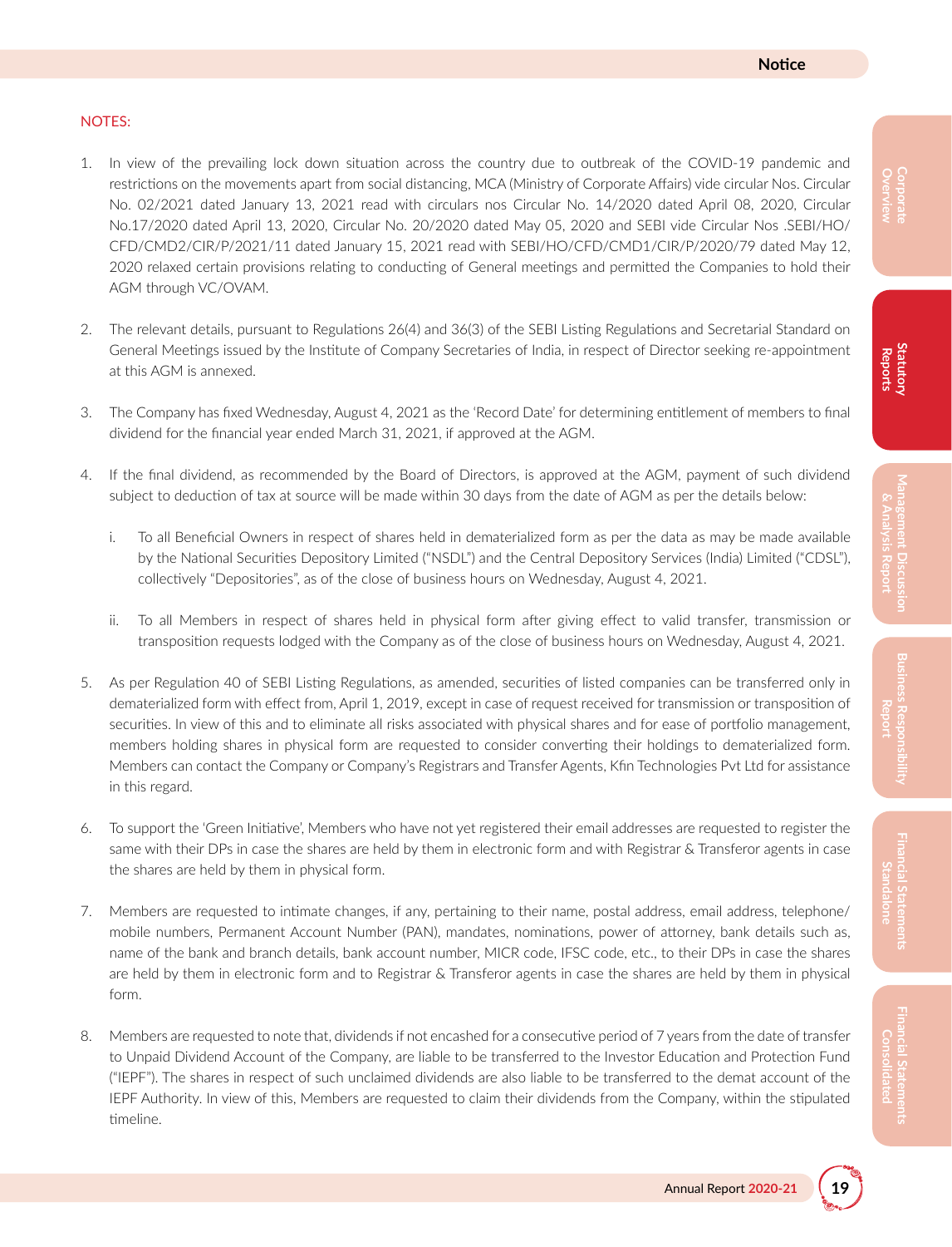NOTES:

1. In view of the prevailing lock down situation across the country due to outbreak of the COVID-19 pandemic and restrictions on the movements apart from social distancing, MCA (Ministry of Corporate Affairs) vide circular Nos. Circular No. 02/2021 dated January 13, 2021 read with circulars nos Circular No. 14/2020 dated April 08, 2020, Circular No.17/2020 dated April 13, 2020, Circular No. 20/2020 dated May 05, 2020 and SEBI vide Circular Nos .SEBI/HO/CFD/CMD2/CIR/P/2021/11 dated January 15, 2021 read with SEBI/HO/CFD/CMD1/CIR/P/2020/79 dated May 12, 2020 relaxed certain provisions relating to conducting of General meetings and permitted the Companies to hold their AGM through VC/OVAM.

2. The relevant details, pursuant to Regulations 26(4) and 36(3) of the SEBI Listing Regulations and Secretarial Standard on General Meetings issued by the Institute of Company Secretaries of India, in respect of Director seeking re-appointment at this AGM is annexed.

3. The Company has fixed Wednesday, August 4, 2021 as the 'Record Date' for determining entitlement of members to final dividend for the financial year ended March 31, 2021, if approved at the AGM.

4. If the final dividend, as recommended by the Board of Directors, is approved at the AGM, payment of such dividend subject to deduction of tax at source will be made within 30 days from the date of AGM as per the details below:

   i. To all Beneficial Owners in respect of shares held in dematerialized form as per the data as may be made available by the National Securities Depository Limited ("NSDL") and the Central Depository Services (India) Limited ("CDSL"), collectively "Depositories", as of the close of business hours on Wednesday, August 4, 2021.

   ii. To all Members in respect of shares held in physical form after giving effect to valid transfer, transmission or transposition requests lodged with the Company as of the close of business hours on Wednesday, August 4, 2021.

5. As per Regulation 40 of SEBI Listing Regulations, as amended, securities of listed companies can be transferred only in dematerialized form with effect from, April 1, 2019, except in case of request received for transmission or transposition of securities. In view of this and to eliminate all risks associated with physical shares and for ease of portfolio management, members holding shares in physical form are requested to consider converting their holdings to dematerialized form. Members can contact the Company or Company's Registrars and Transfer Agents, Kfin Technologies Pvt Ltd for assistance in this regard.

6. To support the 'Green Initiative', Members who have not yet registered their email addresses are requested to register the same with their DPs in case the shares are held by them in electronic form and with Registrar & Transferor agents in case the shares are held by them in physical form.

7. Members are requested to intimate changes, if any, pertaining to their name, postal address, email address, telephone/ mobile numbers, Permanent Account Number (PAN), mandates, nominations, power of attorney, bank details such as, name of the bank and branch details, bank account number, MICR code, IFSC code, etc., to their DPs in case the shares are held by them in electronic form and to Registrar & Transferor agents in case the shares are held by them in physical form.

8. Members are requested to note that, dividends if not encashed for a consecutive period of 7 years from the date of transfer to Unpaid Dividend Account of the Company, are liable to be transferred to the Investor Education and Protection Fund ("IEPF"). The shares in respect of such unclaimed dividends are also liable to be transferred to the demat account of the IEPF Authority. In view of this, Members are requested to claim their dividends from the Company, within the stipulated timeline.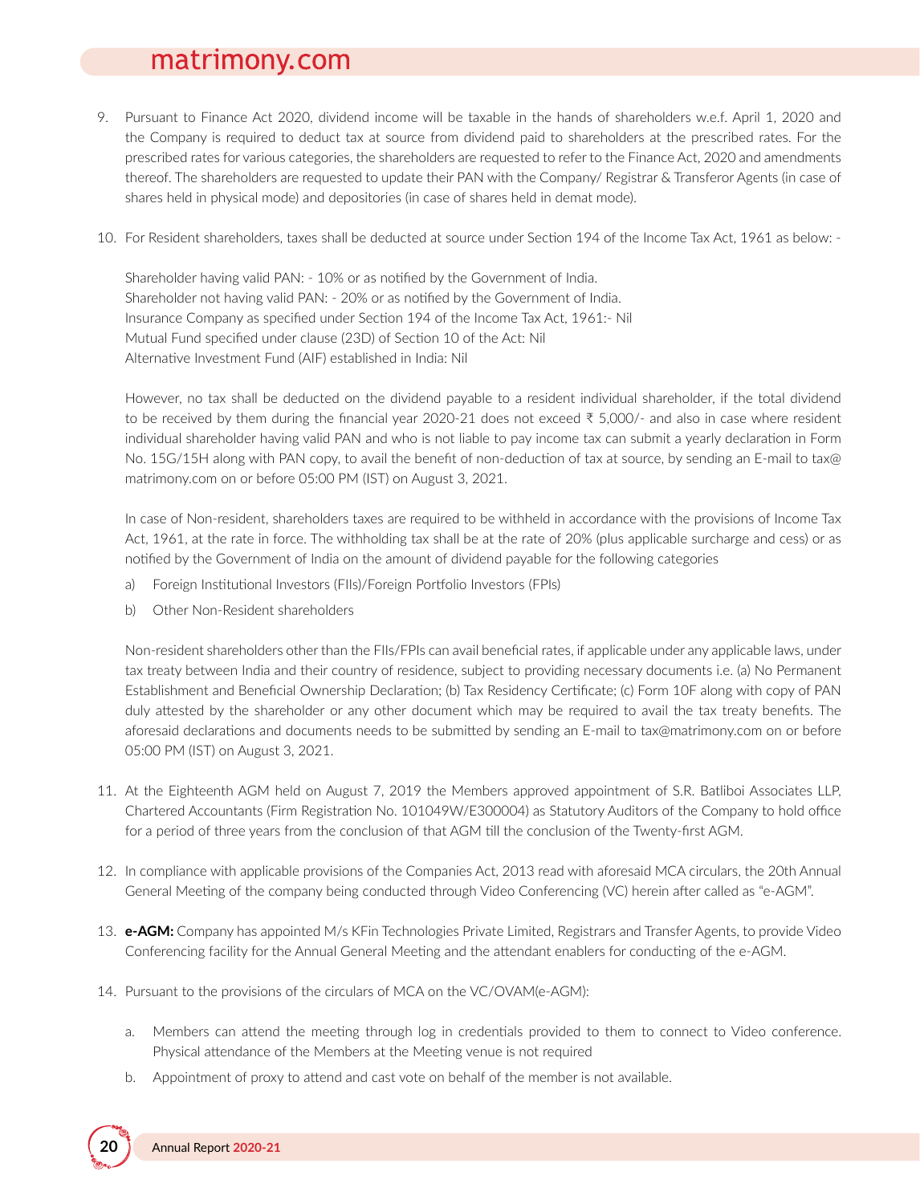9. Pursuant to Finance Act 2020, dividend income will be taxable in the hands of shareholders w.e.f. April 1, 2020 and the Company is required to deduct tax at source from dividend paid to shareholders at the prescribed rates. For the prescribed rates for various categories, the shareholders are requested to refer to the Finance Act, 2020 and amendments thereof. The shareholders are requested to update their PAN with the Company/ Registrar & Transferor Agents (in case of shares held in physical mode) and depositories (in case of shares held in demat mode).

10. For Resident shareholders, taxes shall be deducted at source under Section 194 of the Income Tax Act, 1961 as below: -

    Shareholder having valid PAN: - 10% or as notified by the Government of India.
    Shareholder not having valid PAN: - 20% or as notified by the Government of India.
    Insurance Company as specified under Section 194 of the Income Tax Act, 1961:- Nil
    Mutual Fund specified under clause (23D) of Section 10 of the Act: Nil
    Alternative Investment Fund (AIF) established in India: Nil

    However, no tax shall be deducted on the dividend payable to a resident individual shareholder, if the total dividend to be received by them during the financial year 2020-21 does not exceed ₹ 5,000/- and also in case where resident individual shareholder having valid PAN and who is not liable to pay income tax can submit a yearly declaration in Form No. 15G/15H along with PAN copy, to avail the benefit of non-deduction of tax at source, by sending an E-mail to tax@matrimony.com on or before 05:00 PM (IST) on August 3, 2021.

    In case of Non-resident, shareholders taxes are required to be withheld in accordance with the provisions of Income Tax Act, 1961, at the rate in force. The withholding tax shall be at the rate of 20% (plus applicable surcharge and cess) or as notified by the Government of India on the amount of dividend payable for the following categories

    a) Foreign Institutional Investors (FIIs)/Foreign Portfolio Investors (FPIs)
    b) Other Non-Resident shareholders

    Non-resident shareholders other than the FIIs/FPIs can avail beneficial rates, if applicable under any applicable laws, under tax treaty between India and their country of residence, subject to providing necessary documents i.e. (a) No Permanent Establishment and Beneficial Ownership Declaration; (b) Tax Residency Certificate; (c) Form 10F along with copy of PAN duly attested by the shareholder or any other document which may be required to avail the tax treaty benefits. The aforesaid declarations and documents needs to be submitted by sending an E-mail to tax@matrimony.com on or before 05:00 PM (IST) on August 3, 2021.

11. At the Eighteenth AGM held on August 7, 2019 the Members approved appointment of S.R. Batliboi Associates LLP, Chartered Accountants (Firm Registration No. 101049W/E300004) as Statutory Auditors of the Company to hold office for a period of three years from the conclusion of that AGM till the conclusion of the Twenty-first AGM.

12. In compliance with applicable provisions of the Companies Act, 2013 read with aforesaid MCA circulars, the 20th Annual General Meeting of the company being conducted through Video Conferencing (VC) herein after called as "e-AGM".

13. **e-AGM:** Company has appointed M/s KFin Technologies Private Limited, Registrars and Transfer Agents, to provide Video Conferencing facility for the Annual General Meeting and the attendant enablers for conducting of the e-AGM.

14. Pursuant to the provisions of the circulars of MCA on the VC/OVAM(e-AGM):

    a. Members can attend the meeting through log in credentials provided to them to connect to Video conference. Physical attendance of the Members at the Meeting venue is not required

    b. Appointment of proxy to attend and cast vote on behalf of the member is not available.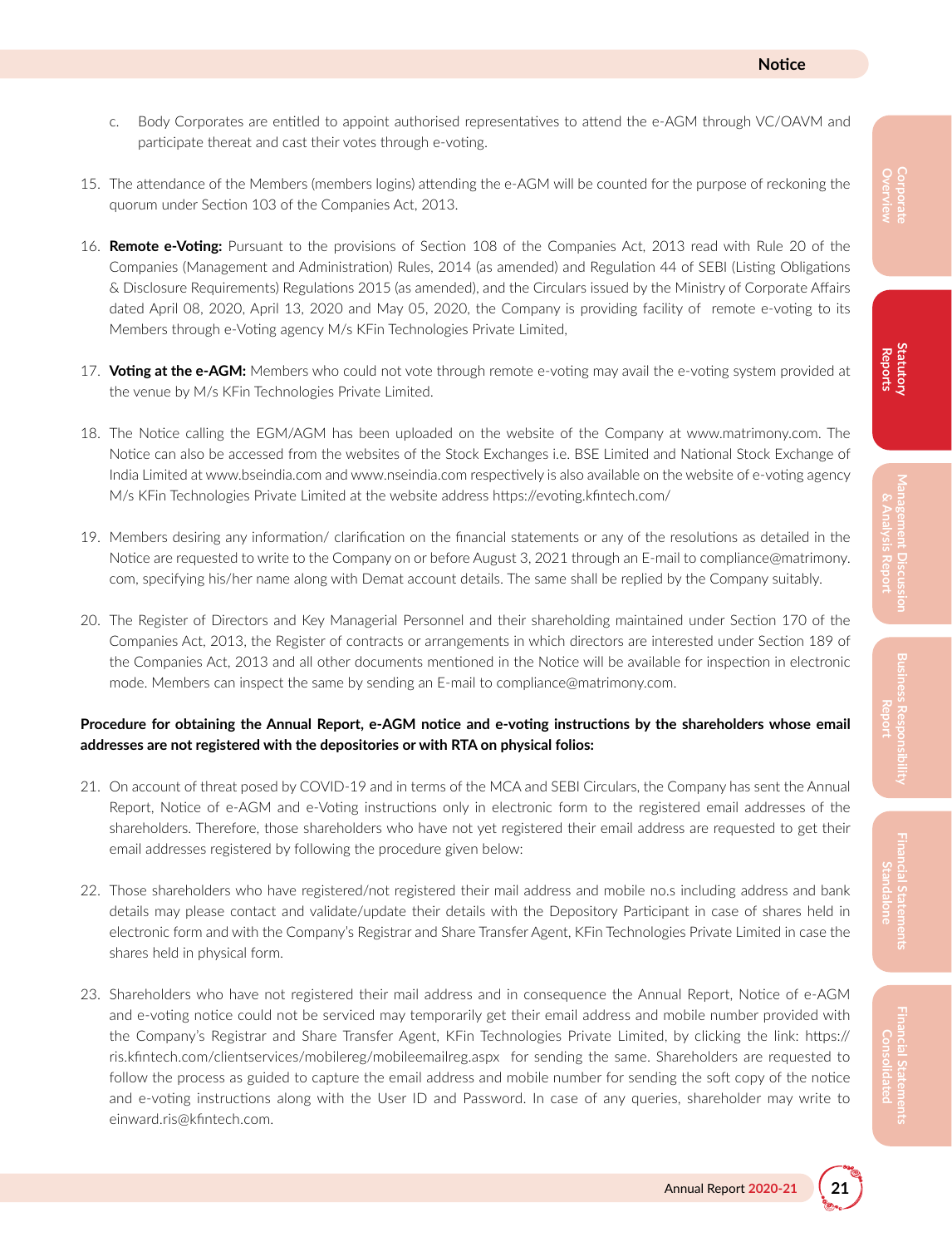c. Body Corporates are entitled to appoint authorised representatives to attend the e-AGM through VC/OAVM and participate thereat and cast their votes through e-voting.

15. The attendance of the Members (members logins) attending the e-AGM will be counted for the purpose of reckoning the quorum under Section 103 of the Companies Act, 2013.

16. **Remote e-Voting:** Pursuant to the provisions of Section 108 of the Companies Act, 2013 read with Rule 20 of the Companies (Management and Administration) Rules, 2014 (as amended) and Regulation 44 of SEBI (Listing Obligations & Disclosure Requirements) Regulations 2015 (as amended), and the Circulars issued by the Ministry of Corporate Affairs dated April 08, 2020, April 13, 2020 and May 05, 2020, the Company is providing facility of remote e-voting to its Members through e-Voting agency M/s KFin Technologies Private Limited,

17. **Voting at the e-AGM:** Members who could not vote through remote e-voting may avail the e-voting system provided at the venue by M/s KFin Technologies Private Limited.

18. The Notice calling the EGM/AGM has been uploaded on the website of the Company at www.matrimony.com. The Notice can also be accessed from the websites of the Stock Exchanges i.e. BSE Limited and National Stock Exchange of India Limited at www.bseindia.com and www.nseindia.com respectively is also available on the website of e-voting agency M/s KFin Technologies Private Limited at the website address https://evoting.kfintech.com/

19. Members desiring any information/ clarification on the financial statements or any of the resolutions as detailed in the Notice are requested to write to the Company on or before August 3, 2021 through an E-mail to compliance@matrimony.com, specifying his/her name along with Demat account details. The same shall be replied by the Company suitably.

20. The Register of Directors and Key Managerial Personnel and their shareholding maintained under Section 170 of the Companies Act, 2013, the Register of contracts or arrangements in which directors are interested under Section 189 of the Companies Act, 2013 and all other documents mentioned in the Notice will be available for inspection in electronic mode. Members can inspect the same by sending an E-mail to compliance@matrimony.com.

**Procedure for obtaining the Annual Report, e-AGM notice and e-voting instructions by the shareholders whose email addresses are not registered with the depositories or with RTA on physical folios:**

21. On account of threat posed by COVID-19 and in terms of the MCA and SEBI Circulars, the Company has sent the Annual Report, Notice of e-AGM and e-Voting instructions only in electronic form to the registered email addresses of the shareholders. Therefore, those shareholders who have not yet registered their email address are requested to get their email addresses registered by following the procedure given below:

22. Those shareholders who have registered/not registered their mail address and mobile no.s including address and bank details may please contact and validate/update their details with the Depository Participant in case of shares held in electronic form and with the Company's Registrar and Share Transfer Agent, KFin Technologies Private Limited in case the shares held in physical form.

23. Shareholders who have not registered their mail address and in consequence the Annual Report, Notice of e-AGM and e-voting notice could not be serviced may temporarily get their email address and mobile number provided with the Company's Registrar and Share Transfer Agent, KFin Technologies Private Limited, by clicking the link: https://ris.kfintech.com/clientservices/mobilereg/mobileemailreg.aspx for sending the same. Shareholders are requested to follow the process as guided to capture the email address and mobile number for sending the soft copy of the notice and e-voting instructions along with the User ID and Password. In case of any queries, shareholder may write to einward.ris@kfintech.com.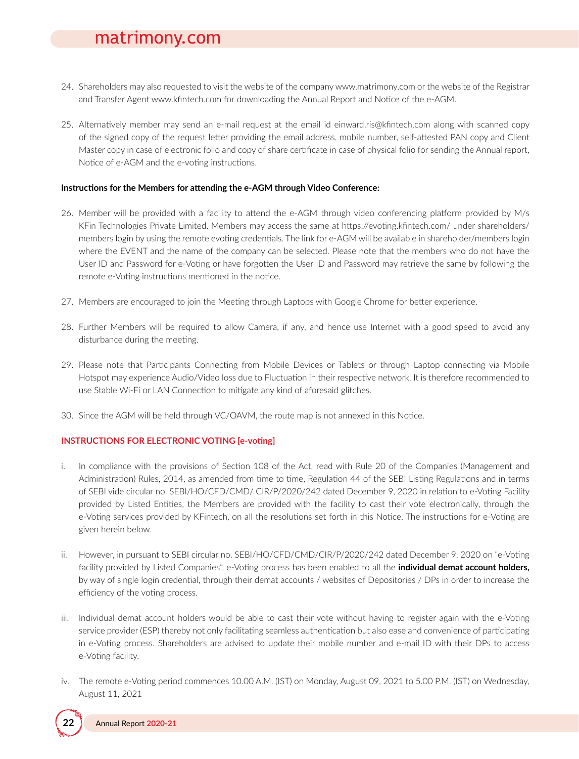24. Shareholders may also requested to visit the website of the company www.matrimony.com or the website of the Registrar and Transfer Agent www.kfintech.com for downloading the Annual Report and Notice of the e-AGM.

25. Alternatively member may send an e-mail request at the email id einward.ris@kfintech.com along with scanned copy of the signed copy of the request letter providing the email address, mobile number, self-attested PAN copy and Client Master copy in case of electronic folio and copy of share certificate in case of physical folio for sending the Annual report, Notice of e-AGM and the e-voting instructions.

**Instructions for the Members for attending the e-AGM through Video Conference:**

26. Member will be provided with a facility to attend the e-AGM through video conferencing platform provided by M/s KFin Technologies Private Limited. Members may access the same at https://evoting.kfintech.com/ under shareholders/ members login by using the remote evoting credentials. The link for e-AGM will be available in shareholder/members login where the EVENT and the name of the company can be selected. Please note that the members who do not have the User ID and Password for e-Voting or have forgotten the User ID and Password may retrieve the same by following the remote e-Voting instructions mentioned in the notice.

27. Members are encouraged to join the Meeting through Laptops with Google Chrome for better experience.

28. Further Members will be required to allow Camera, if any, and hence use Internet with a good speed to avoid any disturbance during the meeting.

29. Please note that Participants Connecting from Mobile Devices or Tablets or through Laptop connecting via Mobile Hotspot may experience Audio/Video loss due to Fluctuation in their respective network. It is therefore recommended to use Stable Wi-Fi or LAN Connection to mitigate any kind of aforesaid glitches.

30. Since the AGM will be held through VC/OAVM, the route map is not annexed in this Notice.

**INSTRUCTIONS FOR ELECTRONIC VOTING [e-voting]**

i. In compliance with the provisions of Section 108 of the Act, read with Rule 20 of the Companies (Management and Administration) Rules, 2014, as amended from time to time, Regulation 44 of the SEBI Listing Regulations and in terms of SEBI vide circular no. SEBI/HO/CFD/CMD/ CIR/P/2020/242 dated December 9, 2020 in relation to e-Voting Facility provided by Listed Entities, the Members are provided with the facility to cast their vote electronically, through the e-Voting services provided by KFintech, on all the resolutions set forth in this Notice. The instructions for e-Voting are given herein below.

ii. However, in pursuant to SEBI circular no. SEBI/HO/CFD/CMD/CIR/P/2020/242 dated December 9, 2020 on "e-Voting facility provided by Listed Companies", e-Voting process has been enabled to all the **individual demat account holders,** by way of single login credential, through their demat accounts / websites of Depositories / DPs in order to increase the efficiency of the voting process.

iii. Individual demat account holders would be able to cast their vote without having to register again with the e-Voting service provider (ESP) thereby not only facilitating seamless authentication but also ease and convenience of participating in e-Voting process. Shareholders are advised to update their mobile number and e-mail ID with their DPs to access e-Voting facility.

iv. The remote e-Voting period commences 10.00 A.M. (IST) on Monday, August 09, 2021 to 5.00 P.M. (IST) on Wednesday, August 11, 2021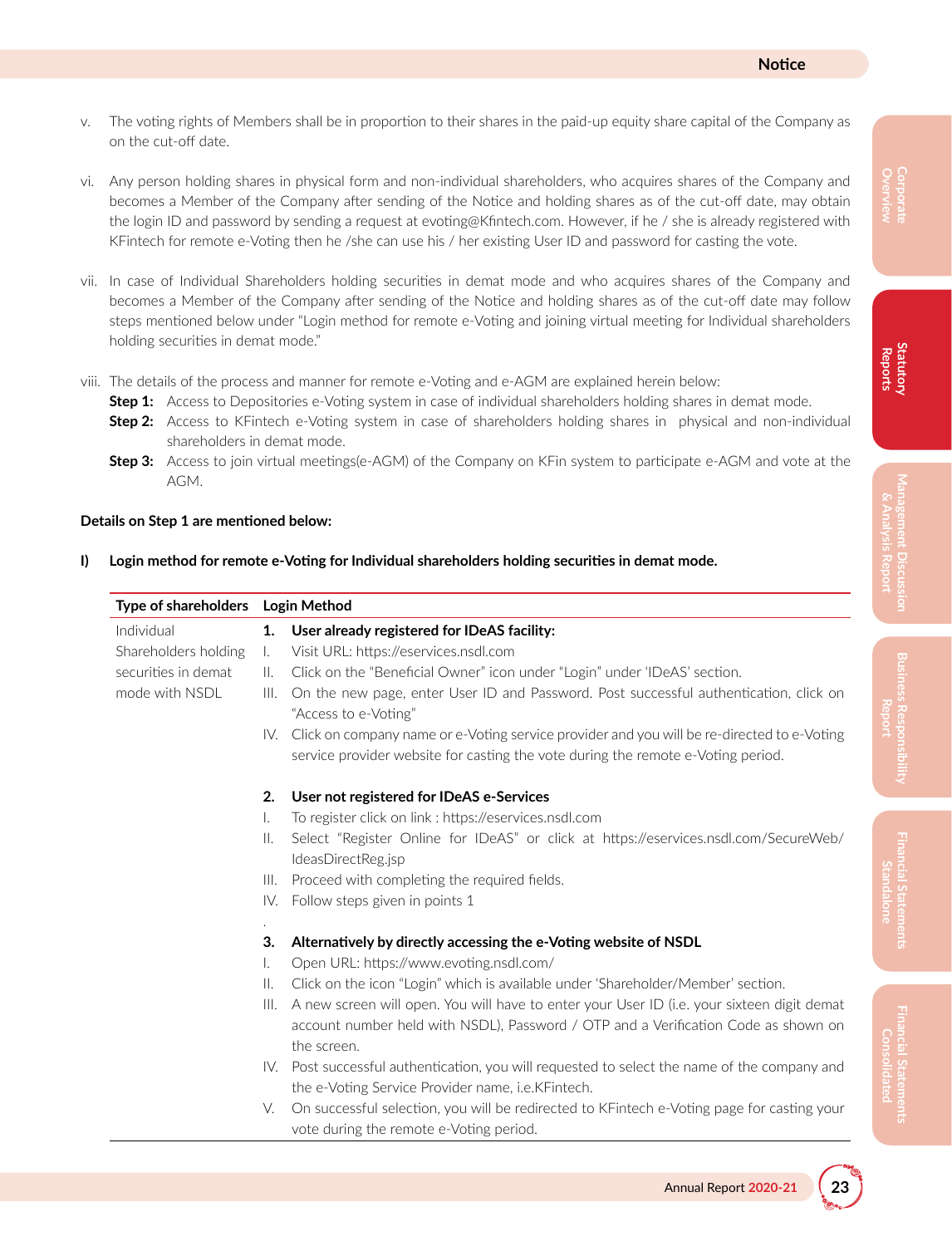v. The voting rights of Members shall be in proportion to their shares in the paid-up equity share capital of the Company as on the cut-off date.

vi. Any person holding shares in physical form and non-individual shareholders, who acquires shares of the Company and becomes a Member of the Company after sending of the Notice and holding shares as of the cut-off date, may obtain the login ID and password by sending a request at evoting@Kfintech.com. However, if he / she is already registered with KFintech for remote e-Voting then he /she can use his / her existing User ID and password for casting the vote.

vii. In case of Individual Shareholders holding securities in demat mode and who acquires shares of the Company and becomes a Member of the Company after sending of the Notice and holding shares as of the cut-off date may follow steps mentioned below under "Login method for remote e-Voting and joining virtual meeting for Individual shareholders holding securities in demat mode."

viii. The details of the process and manner for remote e-Voting and e-AGM are explained herein below:

**Step 1:** Access to Depositories e-Voting system in case of individual shareholders holding shares in demat mode.

**Step 2:** Access to KFintech e-Voting system in case of shareholders holding shares in physical and non-individual shareholders in demat mode.

**Step 3:** Access to join virtual meetings(e-AGM) of the Company on KFin system to participate e-AGM and vote at the AGM.

**Details on Step 1 are mentioned below:**

**I) Login method for remote e-Voting for Individual shareholders holding securities in demat mode.**

| Type of shareholders | Login Method |
|---|---|
| Individual Shareholders holding securities in demat mode with NSDL | **1. User already registered for IDeAS facility:**<br>I. Visit URL: https://eservices.nsdl.com<br>II. Click on the "Beneficial Owner" icon under "Login" under 'IDeAS' section.<br>III. On the new page, enter User ID and Password. Post successful authentication, click on "Access to e-Voting"<br>IV. Click on company name or e-Voting service provider and you will be re-directed to e-Voting service provider website for casting the vote during the remote e-Voting period.<br><br>**2. User not registered for IDeAS e-Services**<br>I. To register click on link : https://eservices.nsdl.com<br>II. Select "Register Online for IDeAS" or click at https://eservices.nsdl.com/SecureWeb/IdeasDirectReg.jsp<br>III. Proceed with completing the required fields.<br>IV. Follow steps given in points 1<br>.<br>**3. Alternatively by directly accessing the e-Voting website of NSDL**<br>I. Open URL: https://www.evoting.nsdl.com/<br>II. Click on the icon "Login" which is available under 'Shareholder/Member' section.<br>III. A new screen will open. You will have to enter your User ID (i.e. your sixteen digit demat account number held with NSDL), Password / OTP and a Verification Code as shown on the screen.<br>IV. Post successful authentication, you will requested to select the name of the company and the e-Voting Service Provider name, i.e.KFintech.<br>V. On successful selection, you will be redirected to KFintech e-Voting page for casting your vote during the remote e-Voting period. |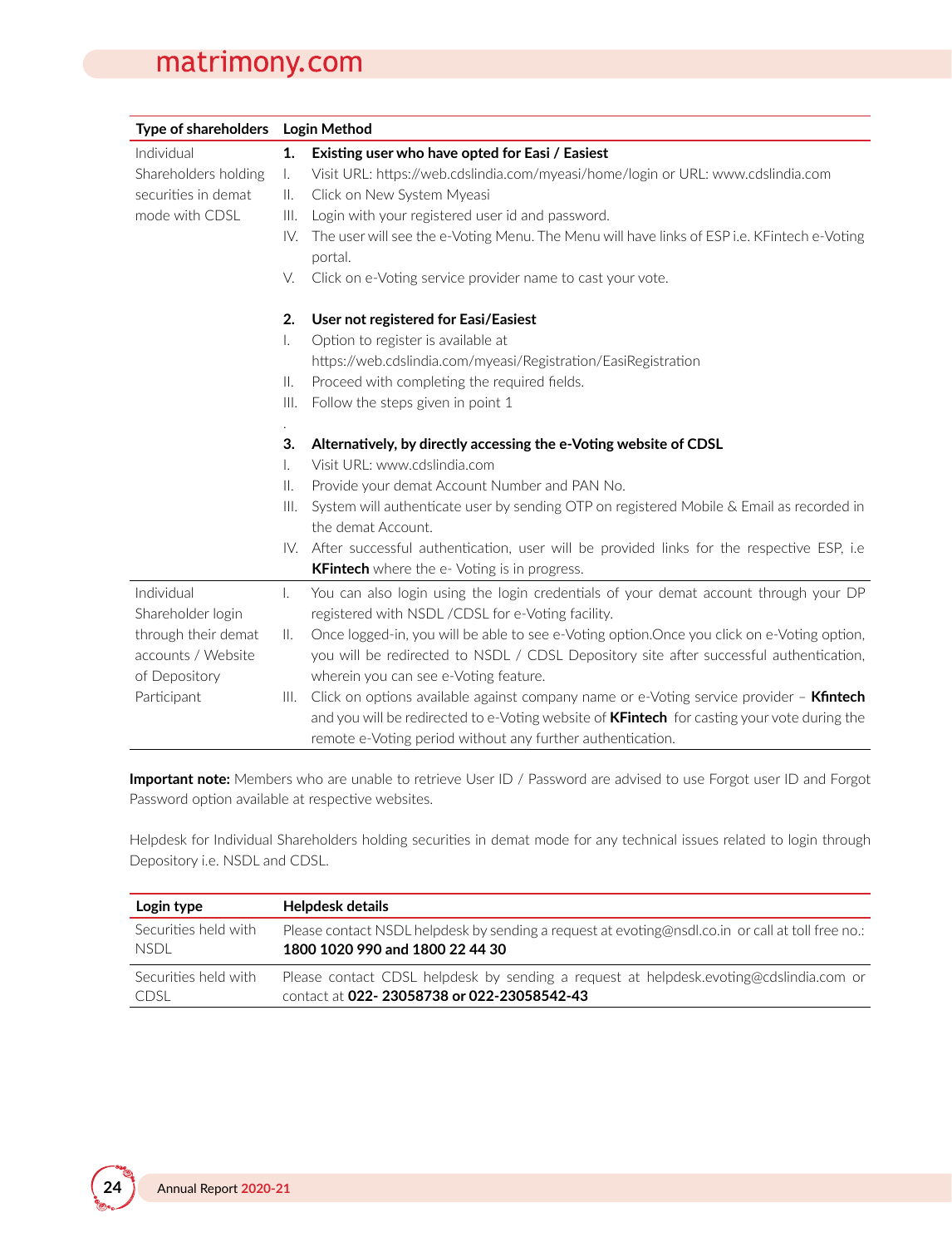| Type of shareholders | Login Method |
|---|---|
| Individual Shareholders holding securities in demat mode with CDSL | **1. Existing user who have opted for Easi / Easiest**<br>I. Visit URL: https://web.cdslindia.com/myeasi/home/login or URL: www.cdslindia.com<br>II. Click on New System Myeasi<br>III. Login with your registered user id and password.<br>IV. The user will see the e-Voting Menu. The Menu will have links of ESP i.e. KFintech e-Voting portal.<br>V. Click on e-Voting service provider name to cast your vote.<br><br>**2. User not registered for Easi/Easiest**<br>I. Option to register is available at https://web.cdslindia.com/myeasi/Registration/EasiRegistration<br>II. Proceed with completing the required fields.<br>III. Follow the steps given in point 1<br>.<br>**3. Alternatively, by directly accessing the e-Voting website of CDSL**<br>I. Visit URL: www.cdslindia.com<br>II. Provide your demat Account Number and PAN No.<br>III. System will authenticate user by sending OTP on registered Mobile & Email as recorded in the demat Account.<br>IV. After successful authentication, user will be provided links for the respective ESP, i.e **KFintech** where the e- Voting is in progress. |
| Individual Shareholder login through their demat accounts / Website of Depository Participant | I. You can also login using the login credentials of your demat account through your DP registered with NSDL /CDSL for e-Voting facility.<br>II. Once logged-in, you will be able to see e-Voting option.Once you click on e-Voting option, you will be redirected to NSDL / CDSL Depository site after successful authentication, wherein you can see e-Voting feature.<br>III. Click on options available against company name or e-Voting service provider – **Kfintech** and you will be redirected to e-Voting website of **KFintech** for casting your vote during the remote e-Voting period without any further authentication. |

**Important note:** Members who are unable to retrieve User ID / Password are advised to use Forgot user ID and Forgot Password option available at respective websites.

Helpdesk for Individual Shareholders holding securities in demat mode for any technical issues related to login through Depository i.e. NSDL and CDSL.

| Login type | Helpdesk details |
|---|---|
| Securities held with NSDL | Please contact NSDL helpdesk by sending a request at evoting@nsdl.co.in or call at toll free no.: **1800 1020 990 and 1800 22 44 30** |
| Securities held with CDSL | Please contact CDSL helpdesk by sending a request at helpdesk.evoting@cdslindia.com or contact at **022- 23058738 or 022-23058542-43** |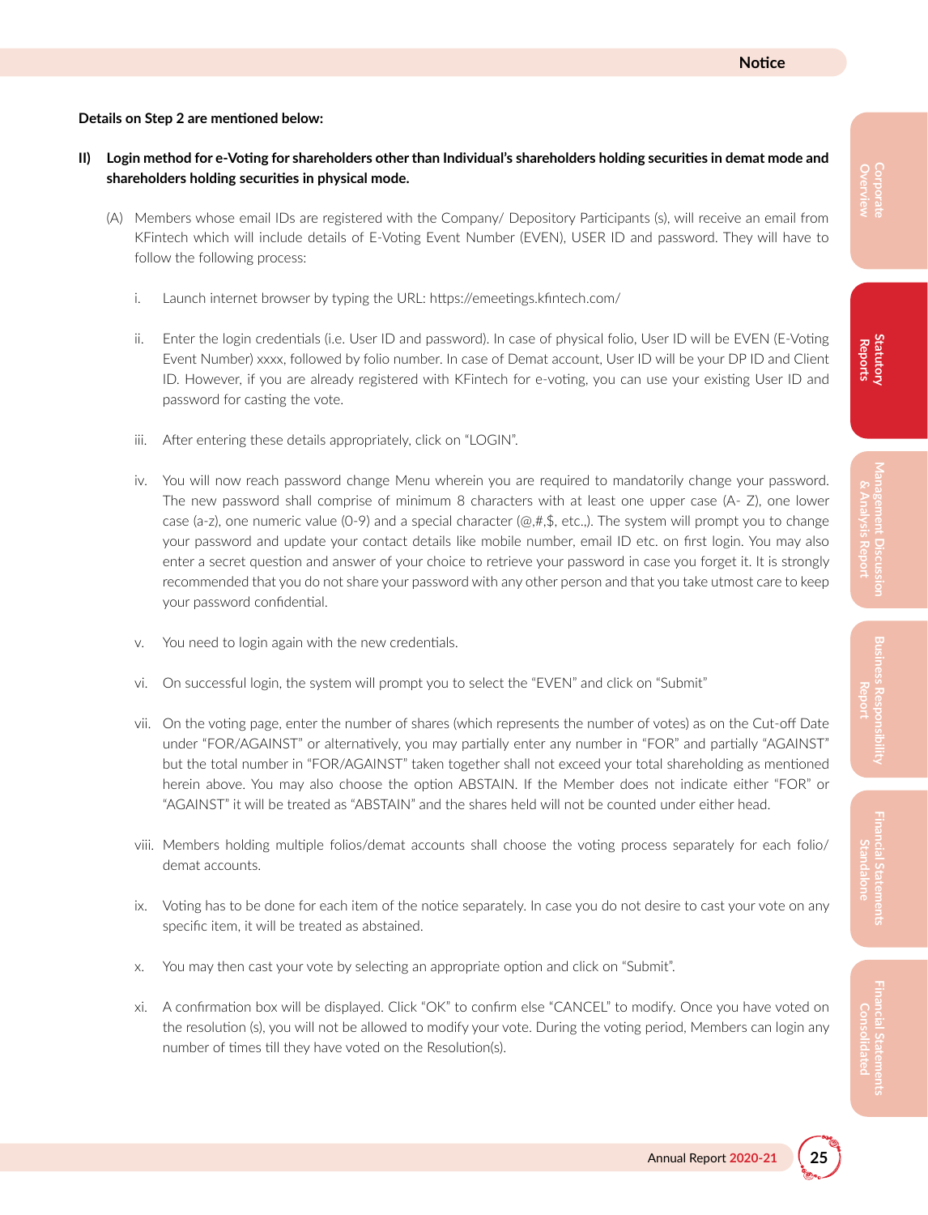**Details on Step 2 are mentioned below:**

**II) Login method for e-Voting for shareholders other than Individual's shareholders holding securities in demat mode and shareholders holding securities in physical mode.**

(A) Members whose email IDs are registered with the Company/ Depository Participants (s), will receive an email from KFintech which will include details of E-Voting Event Number (EVEN), USER ID and password. They will have to follow the following process:

i. Launch internet browser by typing the URL: https://emeetings.kfintech.com/

ii. Enter the login credentials (i.e. User ID and password). In case of physical folio, User ID will be EVEN (E-Voting Event Number) xxxx, followed by folio number. In case of Demat account, User ID will be your DP ID and Client ID. However, if you are already registered with KFintech for e-voting, you can use your existing User ID and password for casting the vote.

iii. After entering these details appropriately, click on "LOGIN".

iv. You will now reach password change Menu wherein you are required to mandatorily change your password. The new password shall comprise of minimum 8 characters with at least one upper case (A- Z), one lower case (a-z), one numeric value (0-9) and a special character (@,#,$, etc.,). The system will prompt you to change your password and update your contact details like mobile number, email ID etc. on first login. You may also enter a secret question and answer of your choice to retrieve your password in case you forget it. It is strongly recommended that you do not share your password with any other person and that you take utmost care to keep your password confidential.

v. You need to login again with the new credentials.

vi. On successful login, the system will prompt you to select the "EVEN" and click on "Submit"

vii. On the voting page, enter the number of shares (which represents the number of votes) as on the Cut-off Date under "FOR/AGAINST" or alternatively, you may partially enter any number in "FOR" and partially "AGAINST" but the total number in "FOR/AGAINST" taken together shall not exceed your total shareholding as mentioned herein above. You may also choose the option ABSTAIN. If the Member does not indicate either "FOR" or "AGAINST" it will be treated as "ABSTAIN" and the shares held will not be counted under either head.

viii. Members holding multiple folios/demat accounts shall choose the voting process separately for each folio/ demat accounts.

ix. Voting has to be done for each item of the notice separately. In case you do not desire to cast your vote on any specific item, it will be treated as abstained.

x. You may then cast your vote by selecting an appropriate option and click on "Submit".

xi. A confirmation box will be displayed. Click "OK" to confirm else "CANCEL" to modify. Once you have voted on the resolution (s), you will not be allowed to modify your vote. During the voting period, Members can login any number of times till they have voted on the Resolution(s).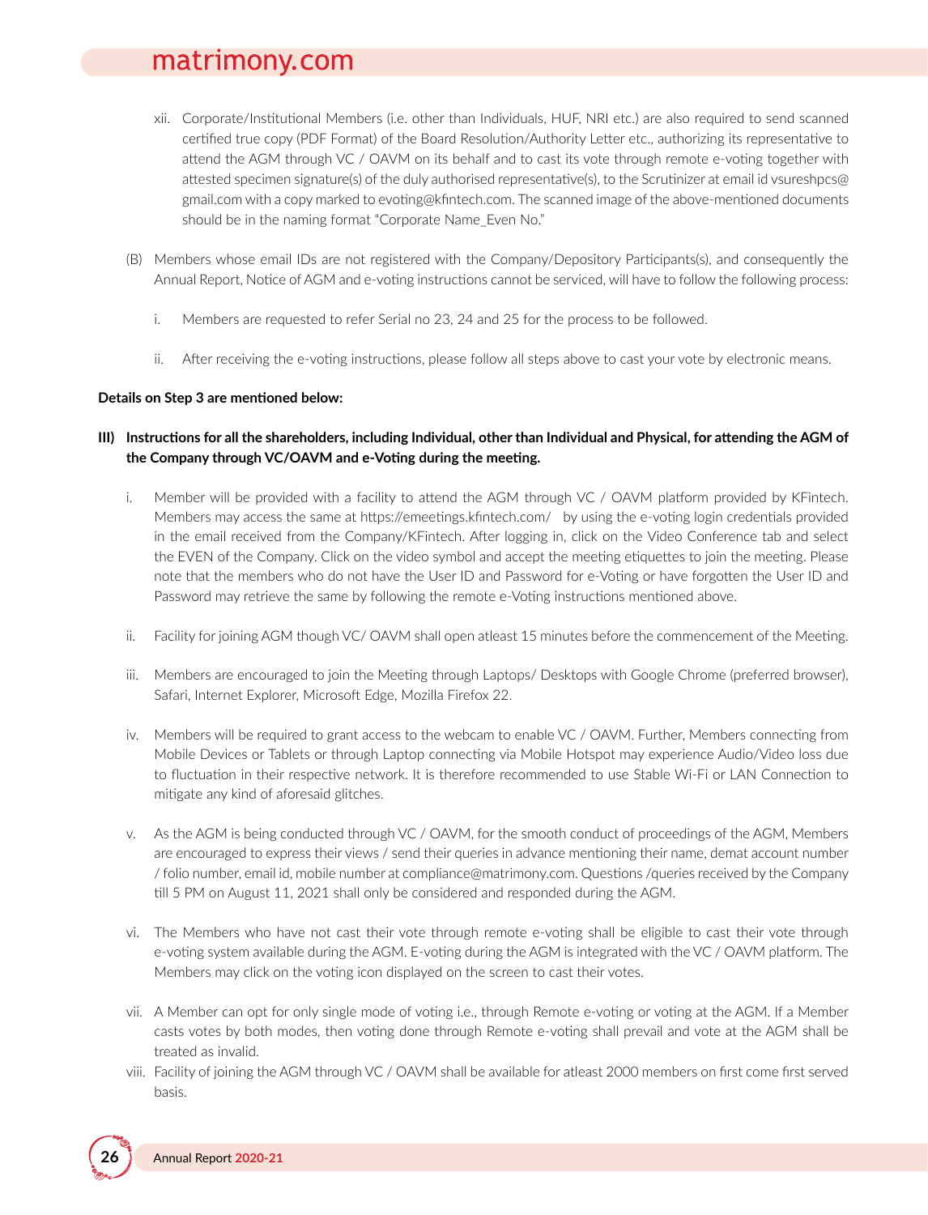xii. Corporate/Institutional Members (i.e. other than Individuals, HUF, NRI etc.) are also required to send scanned certified true copy (PDF Format) of the Board Resolution/Authority Letter etc., authorizing its representative to attend the AGM through VC / OAVM on its behalf and to cast its vote through remote e-voting together with attested specimen signature(s) of the duly authorised representative(s), to the Scrutinizer at email id vsureshpcs@gmail.com with a copy marked to evoting@kfintech.com. The scanned image of the above-mentioned documents should be in the naming format "Corporate Name_Even No."

(B) Members whose email IDs are not registered with the Company/Depository Participants(s), and consequently the Annual Report, Notice of AGM and e-voting instructions cannot be serviced, will have to follow the following process:

i. Members are requested to refer Serial no 23, 24 and 25 for the process to be followed.

ii. After receiving the e-voting instructions, please follow all steps above to cast your vote by electronic means.

**Details on Step 3 are mentioned below:**

**III) Instructions for all the shareholders, including Individual, other than Individual and Physical, for attending the AGM of the Company through VC/OAVM and e-Voting during the meeting.**

i. Member will be provided with a facility to attend the AGM through VC / OAVM platform provided by KFintech. Members may access the same at https://emeetings.kfintech.com/ by using the e-voting login credentials provided in the email received from the Company/KFintech. After logging in, click on the Video Conference tab and select the EVEN of the Company. Click on the video symbol and accept the meeting etiquettes to join the meeting. Please note that the members who do not have the User ID and Password for e-Voting or have forgotten the User ID and Password may retrieve the same by following the remote e-Voting instructions mentioned above.

ii. Facility for joining AGM though VC/ OAVM shall open atleast 15 minutes before the commencement of the Meeting.

iii. Members are encouraged to join the Meeting through Laptops/ Desktops with Google Chrome (preferred browser), Safari, Internet Explorer, Microsoft Edge, Mozilla Firefox 22.

iv. Members will be required to grant access to the webcam to enable VC / OAVM. Further, Members connecting from Mobile Devices or Tablets or through Laptop connecting via Mobile Hotspot may experience Audio/Video loss due to fluctuation in their respective network. It is therefore recommended to use Stable Wi-Fi or LAN Connection to mitigate any kind of aforesaid glitches.

v. As the AGM is being conducted through VC / OAVM, for the smooth conduct of proceedings of the AGM, Members are encouraged to express their views / send their queries in advance mentioning their name, demat account number / folio number, email id, mobile number at compliance@matrimony.com. Questions /queries received by the Company till 5 PM on August 11, 2021 shall only be considered and responded during the AGM.

vi. The Members who have not cast their vote through remote e-voting shall be eligible to cast their vote through e-voting system available during the AGM. E-voting during the AGM is integrated with the VC / OAVM platform. The Members may click on the voting icon displayed on the screen to cast their votes.

vii. A Member can opt for only single mode of voting i.e., through Remote e-voting or voting at the AGM. If a Member casts votes by both modes, then voting done through Remote e-voting shall prevail and vote at the AGM shall be treated as invalid.

viii. Facility of joining the AGM through VC / OAVM shall be available for atleast 2000 members on first come first served basis.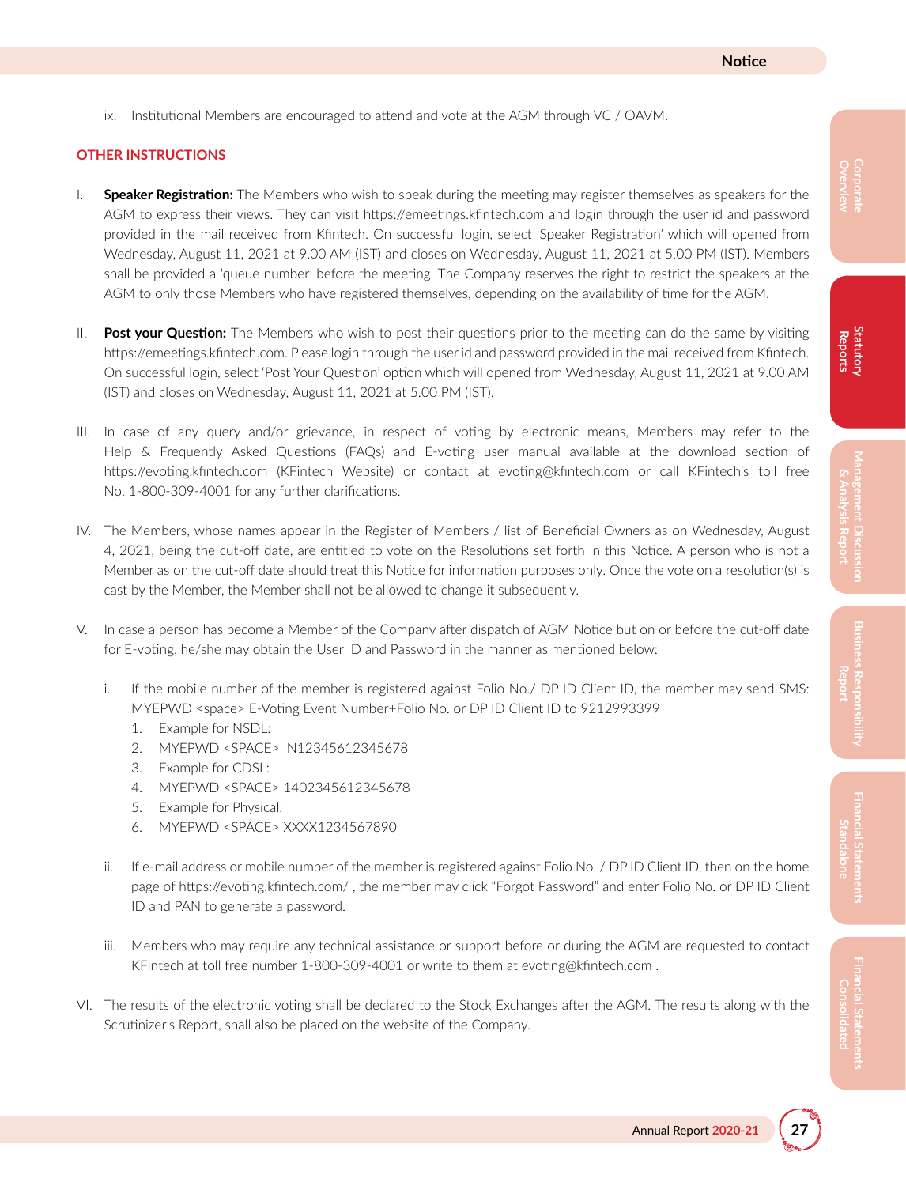ix. Institutional Members are encouraged to attend and vote at the AGM through VC / OAVM.

## OTHER INSTRUCTIONS

I. **Speaker Registration:** The Members who wish to speak during the meeting may register themselves as speakers for the AGM to express their views. They can visit https://emeetings.kfintech.com and login through the user id and password provided in the mail received from Kfintech. On successful login, select 'Speaker Registration' which will opened from Wednesday, August 11, 2021 at 9.00 AM (IST) and closes on Wednesday, August 11, 2021 at 5.00 PM (IST). Members shall be provided a 'queue number' before the meeting. The Company reserves the right to restrict the speakers at the AGM to only those Members who have registered themselves, depending on the availability of time for the AGM.

II. **Post your Question:** The Members who wish to post their questions prior to the meeting can do the same by visiting https://emeetings.kfintech.com. Please login through the user id and password provided in the mail received from Kfintech. On successful login, select 'Post Your Question' option which will opened from Wednesday, August 11, 2021 at 9.00 AM (IST) and closes on Wednesday, August 11, 2021 at 5.00 PM (IST).

III. In case of any query and/or grievance, in respect of voting by electronic means, Members may refer to the Help & Frequently Asked Questions (FAQs) and E-voting user manual available at the download section of https://evoting.kfintech.com (KFintech Website) or contact at evoting@kfintech.com or call KFintech's toll free No. 1-800-309-4001 for any further clarifications.

IV. The Members, whose names appear in the Register of Members / list of Beneficial Owners as on Wednesday, August 4, 2021, being the cut-off date, are entitled to vote on the Resolutions set forth in this Notice. A person who is not a Member as on the cut-off date should treat this Notice for information purposes only. Once the vote on a resolution(s) is cast by the Member, the Member shall not be allowed to change it subsequently.

V. In case a person has become a Member of the Company after dispatch of AGM Notice but on or before the cut-off date for E-voting, he/she may obtain the User ID and Password in the manner as mentioned below:

   i. If the mobile number of the member is registered against Folio No./ DP ID Client ID, the member may send SMS: MYEPWD <space> E-Voting Event Number+Folio No. or DP ID Client ID to 9212993399

      1. Example for NSDL:
      2. MYEPWD <SPACE> IN12345612345678
      3. Example for CDSL:
      4. MYEPWD <SPACE> 1402345612345678
      5. Example for Physical:
      6. MYEPWD <SPACE> XXXX1234567890

   ii. If e-mail address or mobile number of the member is registered against Folio No. / DP ID Client ID, then on the home page of https://evoting.kfintech.com/ , the member may click "Forgot Password" and enter Folio No. or DP ID Client ID and PAN to generate a password.

   iii. Members who may require any technical assistance or support before or during the AGM are requested to contact KFintech at toll free number 1-800-309-4001 or write to them at evoting@kfintech.com .

VI. The results of the electronic voting shall be declared to the Stock Exchanges after the AGM. The results along with the Scrutinizer's Report, shall also be placed on the website of the Company.